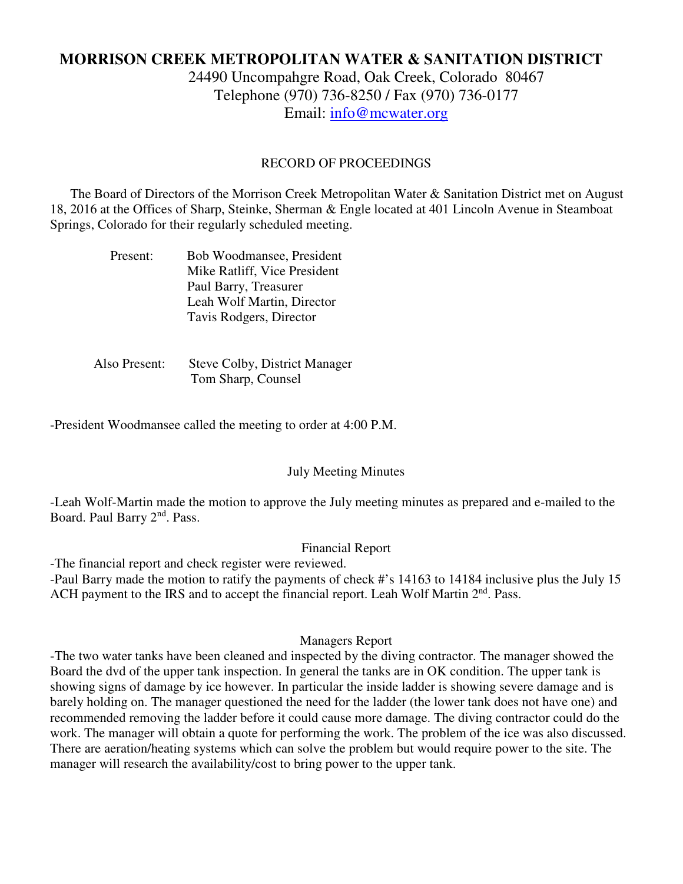# MORRISON CREEK METROPOLITAN WATER & SANITATION DISTRICT

24490 Uncompahgre Road, Oak Creek, Colorado 80467
Telephone (970) 736-8250 / Fax (970) 736-0177
Email: info@mcwater.org

RECORD OF PROCEEDINGS

The Board of Directors of the Morrison Creek Metropolitan Water & Sanitation District met on August 18, 2016 at the Offices of Sharp, Steinke, Sherman & Engle located at 401 Lincoln Avenue in Steamboat Springs, Colorado for their regularly scheduled meeting.

Present:
Bob Woodmansee, President
Mike Ratliff, Vice President
Paul Barry, Treasurer
Leah Wolf Martin, Director
Tavis Rodgers, Director

Also Present:
Steve Colby, District Manager
Tom Sharp, Counsel

-President Woodmansee called the meeting to order at 4:00 P.M.

## July Meeting Minutes

-Leah Wolf-Martin made the motion to approve the July meeting minutes as prepared and e-mailed to the Board. Paul Barry 2nd. Pass.

## Financial Report

-The financial report and check register were reviewed.
-Paul Barry made the motion to ratify the payments of check #'s 14163 to 14184 inclusive plus the July 15 ACH payment to the IRS and to accept the financial report. Leah Wolf Martin 2nd. Pass.

## Managers Report

-The two water tanks have been cleaned and inspected by the diving contractor. The manager showed the Board the dvd of the upper tank inspection. In general the tanks are in OK condition. The upper tank is showing signs of damage by ice however. In particular the inside ladder is showing severe damage and is barely holding on. The manager questioned the need for the ladder (the lower tank does not have one) and recommended removing the ladder before it could cause more damage. The diving contractor could do the work. The manager will obtain a quote for performing the work. The problem of the ice was also discussed. There are aeration/heating systems which can solve the problem but would require power to the site. The manager will research the availability/cost to bring power to the upper tank.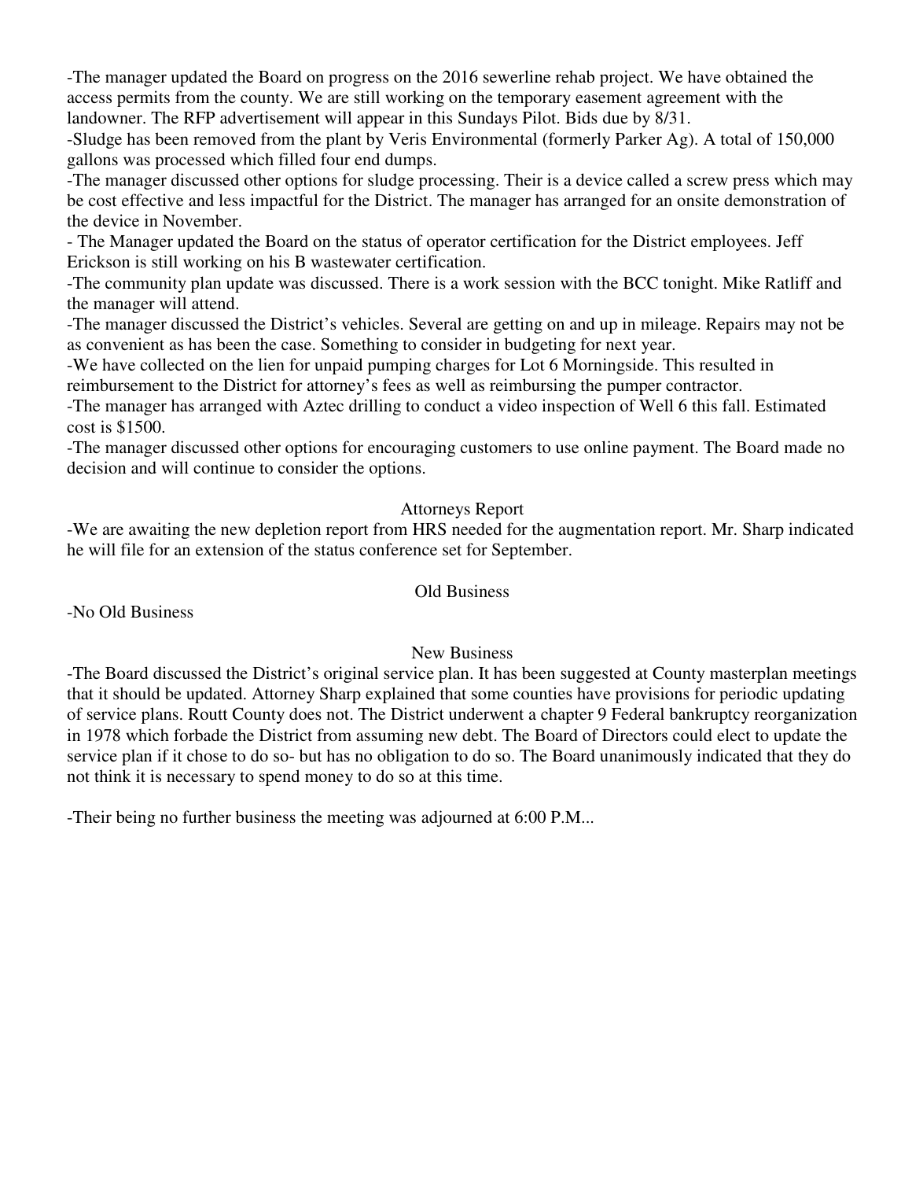-The manager updated the Board on progress on the 2016 sewerline rehab project. We have obtained the access permits from the county. We are still working on the temporary easement agreement with the landowner. The RFP advertisement will appear in this Sundays Pilot. Bids due by 8/31.

-Sludge has been removed from the plant by Veris Environmental (formerly Parker Ag). A total of 150,000 gallons was processed which filled four end dumps.

-The manager discussed other options for sludge processing. Their is a device called a screw press which may be cost effective and less impactful for the District. The manager has arranged for an onsite demonstration of the device in November.

- The Manager updated the Board on the status of operator certification for the District employees. Jeff Erickson is still working on his B wastewater certification.

-The community plan update was discussed. There is a work session with the BCC tonight. Mike Ratliff and the manager will attend.

-The manager discussed the District's vehicles. Several are getting on and up in mileage. Repairs may not be as convenient as has been the case. Something to consider in budgeting for next year.

-We have collected on the lien for unpaid pumping charges for Lot 6 Morningside. This resulted in reimbursement to the District for attorney's fees as well as reimbursing the pumper contractor.

-The manager has arranged with Aztec drilling to conduct a video inspection of Well 6 this fall. Estimated cost is $1500.

-The manager discussed other options for encouraging customers to use online payment. The Board made no decision and will continue to consider the options.

## Attorneys Report

-We are awaiting the new depletion report from HRS needed for the augmentation report. Mr. Sharp indicated he will file for an extension of the status conference set for September.

## Old Business

-No Old Business

## New Business

-The Board discussed the District's original service plan. It has been suggested at County masterplan meetings that it should be updated. Attorney Sharp explained that some counties have provisions for periodic updating of service plans. Routt County does not. The District underwent a chapter 9 Federal bankruptcy reorganization in 1978 which forbade the District from assuming new debt. The Board of Directors could elect to update the service plan if it chose to do so- but has no obligation to do so. The Board unanimously indicated that they do not think it is necessary to spend money to do so at this time.

-Their being no further business the meeting was adjourned at 6:00 P.M...